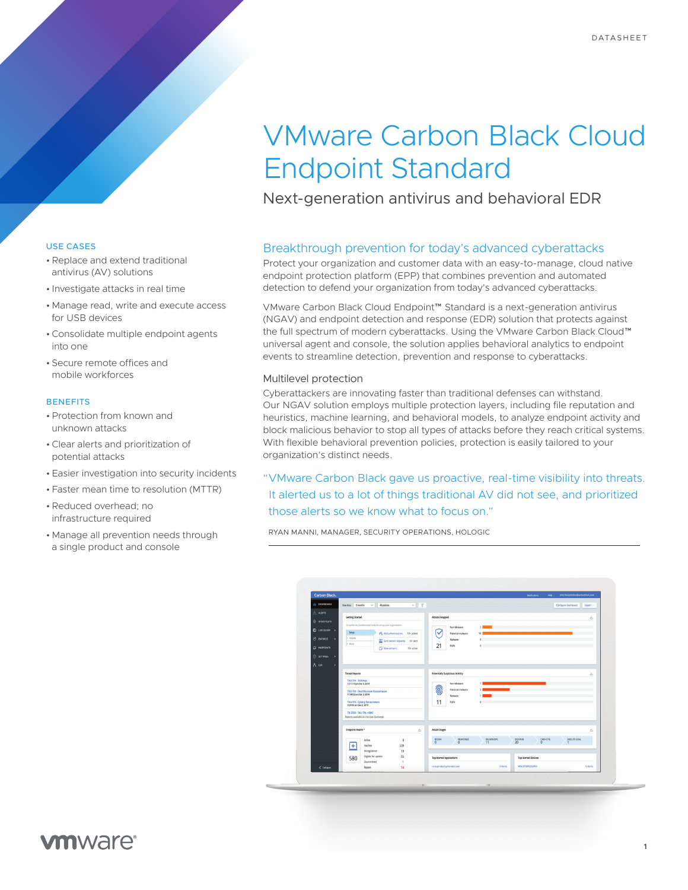DATASHEET

# VMware Carbon Black Cloud Endpoint Standard

Next-generation antivirus and behavioral EDR

### USE CASES

- Replace and extend traditional antivirus (AV) solutions
- Investigate attacks in real time
- Manage read, write and execute access for USB devices
- Consolidate multiple endpoint agents into one
- Secure remote offices and mobile workforces

### BENEFITS

- Protection from known and unknown attacks
- Clear alerts and prioritization of potential attacks
- Easier investigation into security incidents
- Faster mean time to resolution (MTTR)
- Reduced overhead; no infrastructure required
- Manage all prevention needs through a single product and console

## Breakthrough prevention for today's advanced cyberattacks

Protect your organization and customer data with an easy-to-manage, cloud native endpoint protection platform (EPP) that combines prevention and automated detection to defend your organization from today's advanced cyberattacks.

VMware Carbon Black Cloud Endpoint™ Standard is a next-generation antivirus (NGAV) and endpoint detection and response (EDR) solution that protects against the full spectrum of modern cyberattacks. Using the VMware Carbon Black Cloud™ universal agent and console, the solution applies behavioral analytics to endpoint events to streamline detection, prevention and response to cyberattacks.

### Multilevel protection

Cyberattackers are innovating faster than traditional defenses can withstand. Our NGAV solution employs multiple protection layers, including file reputation and heuristics, machine learning, and behavioral models, to analyze endpoint activity and block malicious behavior to stop all types of attacks before they reach critical systems. With flexible behavioral prevention policies, protection is easily tailored to your organization's distinct needs.

> "VMware Carbon Black gave us proactive, real-time visibility into threats. It alerted us to a lot of things traditional AV did not see, and prioritized those alerts so we know what to focus on."
>
> RYAN MANNI, MANAGER, SECURITY OPERATIONS, HOLOGIC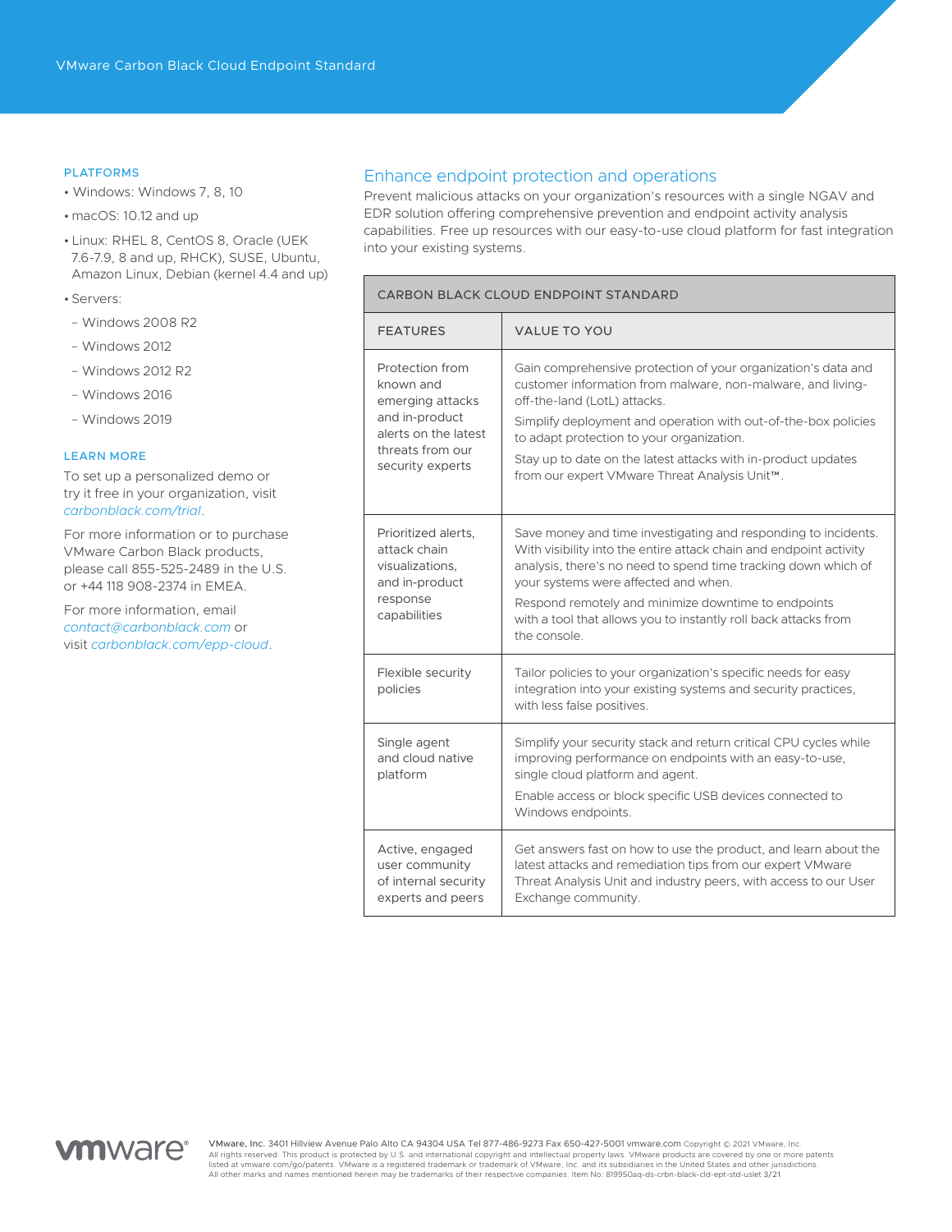## PLATFORMS

- Windows: Windows 7, 8, 10
- macOS: 10.12 and up
- Linux: RHEL 8, CentOS 8, Oracle (UEK 7.6-7.9, 8 and up, RHCK), SUSE, Ubuntu, Amazon Linux, Debian (kernel 4.4 and up)
- Servers:
  - Windows 2008 R2
  - Windows 2012
  - Windows 2012 R2
  - Windows 2016
  - Windows 2019

## LEARN MORE

To set up a personalized demo or try it free in your organization, visit *carbonblack.com/trial*.

For more information or to purchase VMware Carbon Black products, please call 855-525-2489 in the U.S. or +44 118 908-2374 in EMEA.

For more information, email *contact@carbonblack.com* or visit *carbonblack.com/epp-cloud*.

## Enhance endpoint protection and operations

Prevent malicious attacks on your organization's resources with a single NGAV and EDR solution offering comprehensive prevention and endpoint activity analysis capabilities. Free up resources with our easy-to-use cloud platform for fast integration into your existing systems.

| CARBON BLACK CLOUD ENDPOINT STANDARD | |
|---|---|
| **FEATURES** | **VALUE TO YOU** |
| Protection from known and emerging attacks and in-product alerts on the latest threats from our security experts | Gain comprehensive protection of your organization's data and customer information from malware, non-malware, and living-off-the-land (LotL) attacks. Simplify deployment and operation with out-of-the-box policies to adapt protection to your organization. Stay up to date on the latest attacks with in-product updates from our expert VMware Threat Analysis Unit™. |
| Prioritized alerts, attack chain visualizations, and in-product response capabilities | Save money and time investigating and responding to incidents. With visibility into the entire attack chain and endpoint activity analysis, there's no need to spend time tracking down which of your systems were affected and when. Respond remotely and minimize downtime to endpoints with a tool that allows you to instantly roll back attacks from the console. |
| Flexible security policies | Tailor policies to your organization's specific needs for easy integration into your existing systems and security practices, with less false positives. |
| Single agent and cloud native platform | Simplify your security stack and return critical CPU cycles while improving performance on endpoints with an easy-to-use, single cloud platform and agent. Enable access or block specific USB devices connected to Windows endpoints. |
| Active, engaged user community of internal security experts and peers | Get answers fast on how to use the product, and learn about the latest attacks and remediation tips from our expert VMware Threat Analysis Unit and industry peers, with access to our User Exchange community. |

**VMware, Inc.** 3401 Hillview Avenue Palo Alto CA 94304 USA Tel 877-486-9273 Fax 650-427-5001 vmware.com Copyright © 2021 VMware, Inc. All rights reserved. This product is protected by U.S. and international copyright and intellectual property laws. VMware products are covered by one or more patents listed at vmware.com/go/patents. VMware is a registered trademark or trademark of VMware, Inc. and its subsidiaries in the United States and other jurisdictions. All other marks and names mentioned herein may be trademarks of their respective companies. Item No: 819950aq-ds-crbn-black-cld-ept-std-uslet 3/21